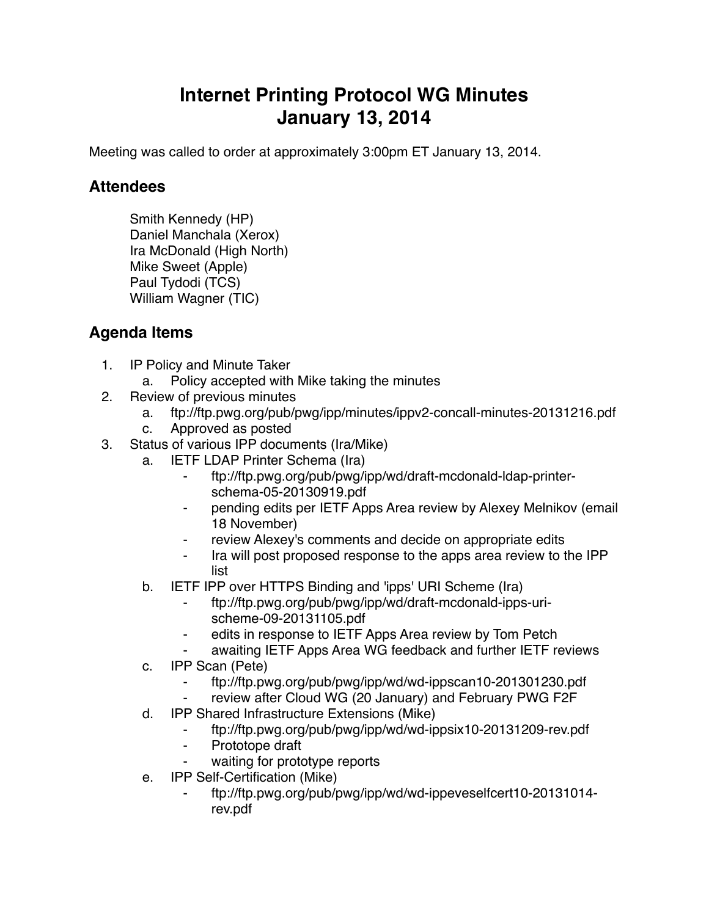# Internet Printing Protocol WG Minutes
# January 13, 2014

Meeting was called to order at approximately 3:00pm ET January 13, 2014.

## Attendees

Smith Kennedy (HP)
Daniel Manchala (Xerox)
Ira McDonald (High North)
Mike Sweet (Apple)
Paul Tydodi (TCS)
William Wagner (TIC)

## Agenda Items

1. IP Policy and Minute Taker
    a. Policy accepted with Mike taking the minutes
2. Review of previous minutes
    a. ftp://ftp.pwg.org/pub/pwg/ipp/minutes/ippv2-concall-minutes-20131216.pdf
    c. Approved as posted
3. Status of various IPP documents (Ira/Mike)
    a. IETF LDAP Printer Schema (Ira)
        - ftp://ftp.pwg.org/pub/pwg/ipp/wd/draft-mcdonald-ldap-printer-schema-05-20130919.pdf
        - pending edits per IETF Apps Area review by Alexey Melnikov (email 18 November)
        - review Alexey's comments and decide on appropriate edits
        - Ira will post proposed response to the apps area review to the IPP list
    b. IETF IPP over HTTPS Binding and 'ipps' URI Scheme (Ira)
        - ftp://ftp.pwg.org/pub/pwg/ipp/wd/draft-mcdonald-ipps-uri-scheme-09-20131105.pdf
        - edits in response to IETF Apps Area review by Tom Petch
        - awaiting IETF Apps Area WG feedback and further IETF reviews
    c. IPP Scan (Pete)
        - ftp://ftp.pwg.org/pub/pwg/ipp/wd/wd-ippscan10-201301230.pdf
        - review after Cloud WG (20 January) and February PWG F2F
    d. IPP Shared Infrastructure Extensions (Mike)
        - ftp://ftp.pwg.org/pub/pwg/ipp/wd/wd-ippsix10-20131209-rev.pdf
        - Prototope draft
        - waiting for prototype reports
    e. IPP Self-Certification (Mike)
        - ftp://ftp.pwg.org/pub/pwg/ipp/wd/wd-ippeveselfcert10-20131014-rev.pdf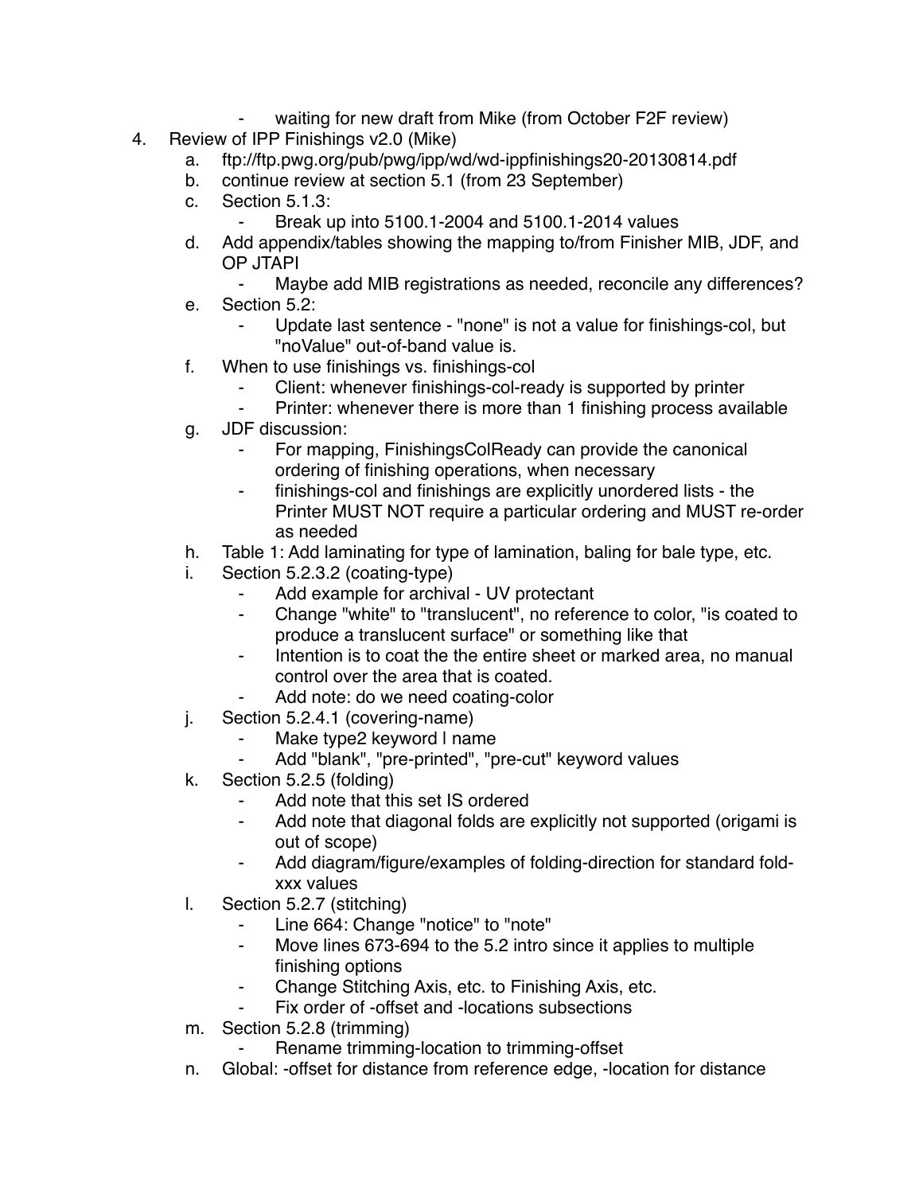- waiting for new draft from Mike (from October F2F review)

4. Review of IPP Finishings v2.0 (Mike)
    a. ftp://ftp.pwg.org/pub/pwg/ipp/wd/wd-ippfinishings20-20130814.pdf
    b. continue review at section 5.1 (from 23 September)
    c. Section 5.1.3:
        - Break up into 5100.1-2004 and 5100.1-2014 values
    d. Add appendix/tables showing the mapping to/from Finisher MIB, JDF, and OP JTAPI
        - Maybe add MIB registrations as needed, reconcile any differences?
    e. Section 5.2:
        - Update last sentence - "none" is not a value for finishings-col, but "noValue" out-of-band value is.
    f. When to use finishings vs. finishings-col
        - Client: whenever finishings-col-ready is supported by printer
        - Printer: whenever there is more than 1 finishing process available
    g. JDF discussion:
        - For mapping, FinishingsColReady can provide the canonical ordering of finishing operations, when necessary
        - finishings-col and finishings are explicitly unordered lists - the Printer MUST NOT require a particular ordering and MUST re-order as needed
    h. Table 1: Add laminating for type of lamination, baling for bale type, etc.
    i. Section 5.2.3.2 (coating-type)
        - Add example for archival - UV protectant
        - Change "white" to "translucent", no reference to color, "is coated to produce a translucent surface" or something like that
        - Intention is to coat the the entire sheet or marked area, no manual control over the area that is coated.
        - Add note: do we need coating-color
    j. Section 5.2.4.1 (covering-name)
        - Make type2 keyword | name
        - Add "blank", "pre-printed", "pre-cut" keyword values
    k. Section 5.2.5 (folding)
        - Add note that this set IS ordered
        - Add note that diagonal folds are explicitly not supported (origami is out of scope)
        - Add diagram/figure/examples of folding-direction for standard fold-xxx values
    l. Section 5.2.7 (stitching)
        - Line 664: Change "notice" to "note"
        - Move lines 673-694 to the 5.2 intro since it applies to multiple finishing options
        - Change Stitching Axis, etc. to Finishing Axis, etc.
        - Fix order of -offset and -locations subsections
    m. Section 5.2.8 (trimming)
        - Rename trimming-location to trimming-offset
    n. Global: -offset for distance from reference edge, -location for distance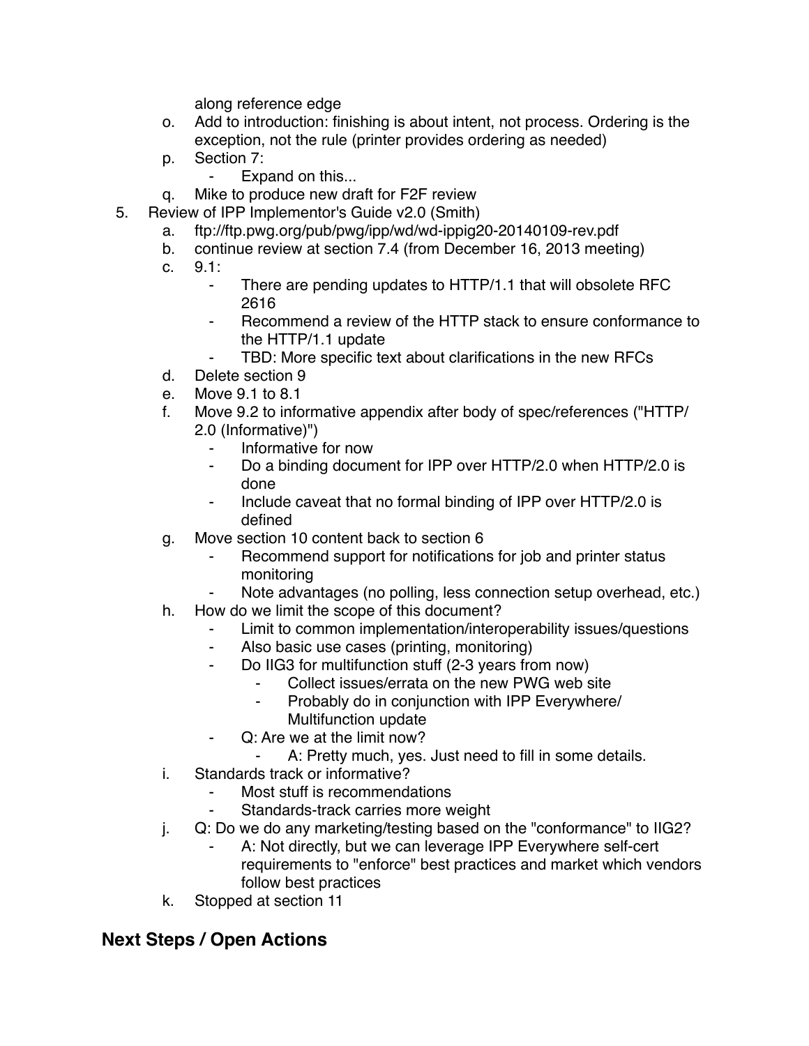along reference edge

o. Add to introduction: finishing is about intent, not process. Ordering is the exception, not the rule (printer provides ordering as needed)
p. Section 7:
    - Expand on this...
q. Mike to produce new draft for F2F review

5. Review of IPP Implementor's Guide v2.0 (Smith)
    a. ftp://ftp.pwg.org/pub/pwg/ipp/wd/wd-ippig20-20140109-rev.pdf
    b. continue review at section 7.4 (from December 16, 2013 meeting)
    c. 9.1:
        - There are pending updates to HTTP/1.1 that will obsolete RFC 2616
        - Recommend a review of the HTTP stack to ensure conformance to the HTTP/1.1 update
        - TBD: More specific text about clarifications in the new RFCs
    d. Delete section 9
    e. Move 9.1 to 8.1
    f. Move 9.2 to informative appendix after body of spec/references ("HTTP/2.0 (Informative)")
        - Informative for now
        - Do a binding document for IPP over HTTP/2.0 when HTTP/2.0 is done
        - Include caveat that no formal binding of IPP over HTTP/2.0 is defined
    g. Move section 10 content back to section 6
        - Recommend support for notifications for job and printer status monitoring
        - Note advantages (no polling, less connection setup overhead, etc.)
    h. How do we limit the scope of this document?
        - Limit to common implementation/interoperability issues/questions
        - Also basic use cases (printing, monitoring)
        - Do IIG3 for multifunction stuff (2-3 years from now)
            - Collect issues/errata on the new PWG web site
            - Probably do in conjunction with IPP Everywhere/ Multifunction update
        - Q: Are we at the limit now?
            - A: Pretty much, yes. Just need to fill in some details.
    i. Standards track or informative?
        - Most stuff is recommendations
        - Standards-track carries more weight
    j. Q: Do we do any marketing/testing based on the "conformance" to IIG2?
        - A: Not directly, but we can leverage IPP Everywhere self-cert requirements to "enforce" best practices and market which vendors follow best practices
    k. Stopped at section 11

## Next Steps / Open Actions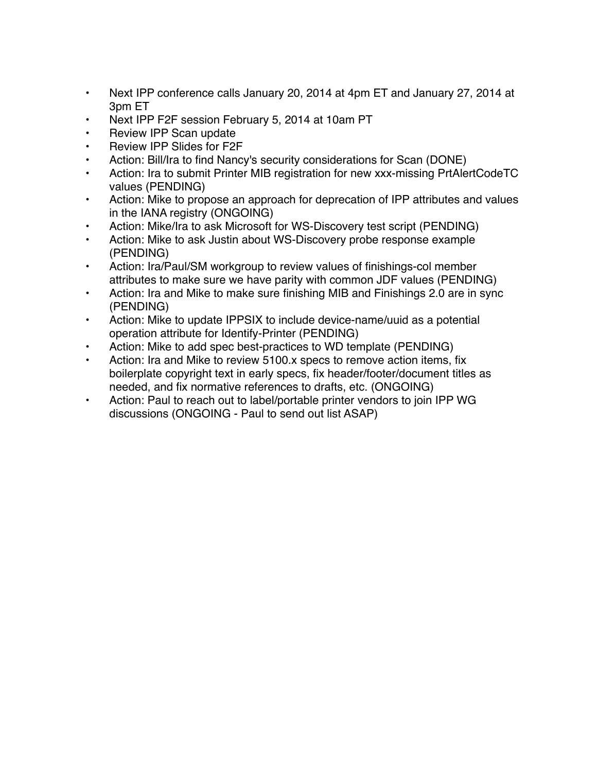- Next IPP conference calls January 20, 2014 at 4pm ET and January 27, 2014 at 3pm ET
- Next IPP F2F session February 5, 2014 at 10am PT
- Review IPP Scan update
- Review IPP Slides for F2F
- Action: Bill/Ira to find Nancy's security considerations for Scan (DONE)
- Action: Ira to submit Printer MIB registration for new xxx-missing PrtAlertCodeTC values (PENDING)
- Action: Mike to propose an approach for deprecation of IPP attributes and values in the IANA registry (ONGOING)
- Action: Mike/Ira to ask Microsoft for WS-Discovery test script (PENDING)
- Action: Mike to ask Justin about WS-Discovery probe response example (PENDING)
- Action: Ira/Paul/SM workgroup to review values of finishings-col member attributes to make sure we have parity with common JDF values (PENDING)
- Action: Ira and Mike to make sure finishing MIB and Finishings 2.0 are in sync (PENDING)
- Action: Mike to update IPPSIX to include device-name/uuid as a potential operation attribute for Identify-Printer (PENDING)
- Action: Mike to add spec best-practices to WD template (PENDING)
- Action: Ira and Mike to review 5100.x specs to remove action items, fix boilerplate copyright text in early specs, fix header/footer/document titles as needed, and fix normative references to drafts, etc. (ONGOING)
- Action: Paul to reach out to label/portable printer vendors to join IPP WG discussions (ONGOING - Paul to send out list ASAP)